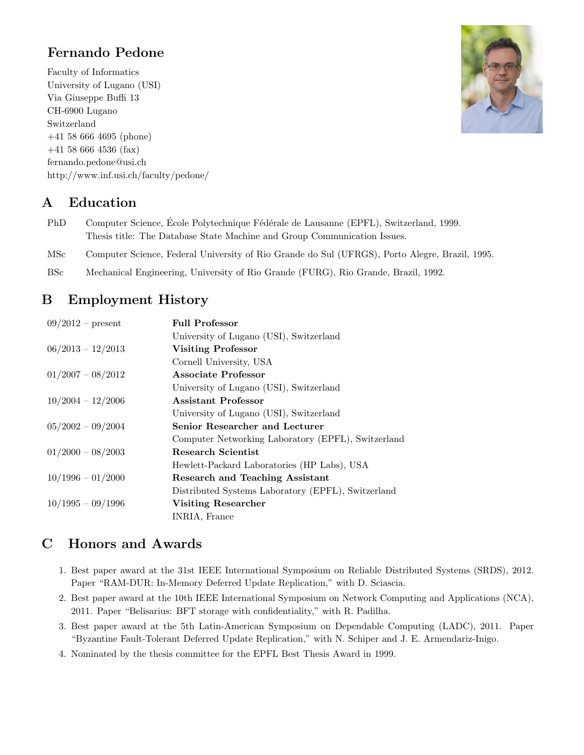# Fernando Pedone

Faculty of Informatics
University of Lugano (USI)
Via Giuseppe Buffi 13
CH-6900 Lugano
Switzerland
+41 58 666 4695 (phone)
+41 58 666 4536 (fax)
fernando.pedone@usi.ch
http://www.inf.usi.ch/faculty/pedone/

## A Education

| | |
|---|---|
| PhD | Computer Science, École Polytechnique Fédérale de Lausanne (EPFL), Switzerland, 1999. Thesis title: The Database State Machine and Group Communication Issues. |
| MSc | Computer Science, Federal University of Rio Grande do Sul (UFRGS), Porto Alegre, Brazil, 1995. |
| BSc | Mechanical Engineering, University of Rio Grande (FURG), Rio Grande, Brazil, 1992. |

## B Employment History

| | |
|---|---|
| 09/2012 – present | **Full Professor** University of Lugano (USI), Switzerland |
| 06/2013 – 12/2013 | **Visiting Professor** Cornell University, USA |
| 01/2007 – 08/2012 | **Associate Professor** University of Lugano (USI), Switzerland |
| 10/2004 – 12/2006 | **Assistant Professor** University of Lugano (USI), Switzerland |
| 05/2002 – 09/2004 | **Senior Researcher and Lecturer** Computer Networking Laboratory (EPFL), Switzerland |
| 01/2000 – 08/2003 | **Research Scientist** Hewlett-Packard Laboratories (HP Labs), USA |
| 10/1996 – 01/2000 | **Research and Teaching Assistant** Distributed Systems Laboratory (EPFL), Switzerland |
| 10/1995 – 09/1996 | **Visiting Researcher** INRIA, France |

## C Honors and Awards

1. Best paper award at the 31st IEEE International Symposium on Reliable Distributed Systems (SRDS), 2012. Paper "RAM-DUR: In-Memory Deferred Update Replication," with D. Sciascia.
2. Best paper award at the 10th IEEE International Symposium on Network Computing and Applications (NCA), 2011. Paper "Belisarius: BFT storage with confidentiality," with R. Padilha.
3. Best paper award at the 5th Latin-American Symposium on Dependable Computing (LADC), 2011. Paper "Byzantine Fault-Tolerant Deferred Update Replication," with N. Schiper and J. E. Armendariz-Inigo.
4. Nominated by the thesis committee for the EPFL Best Thesis Award in 1999.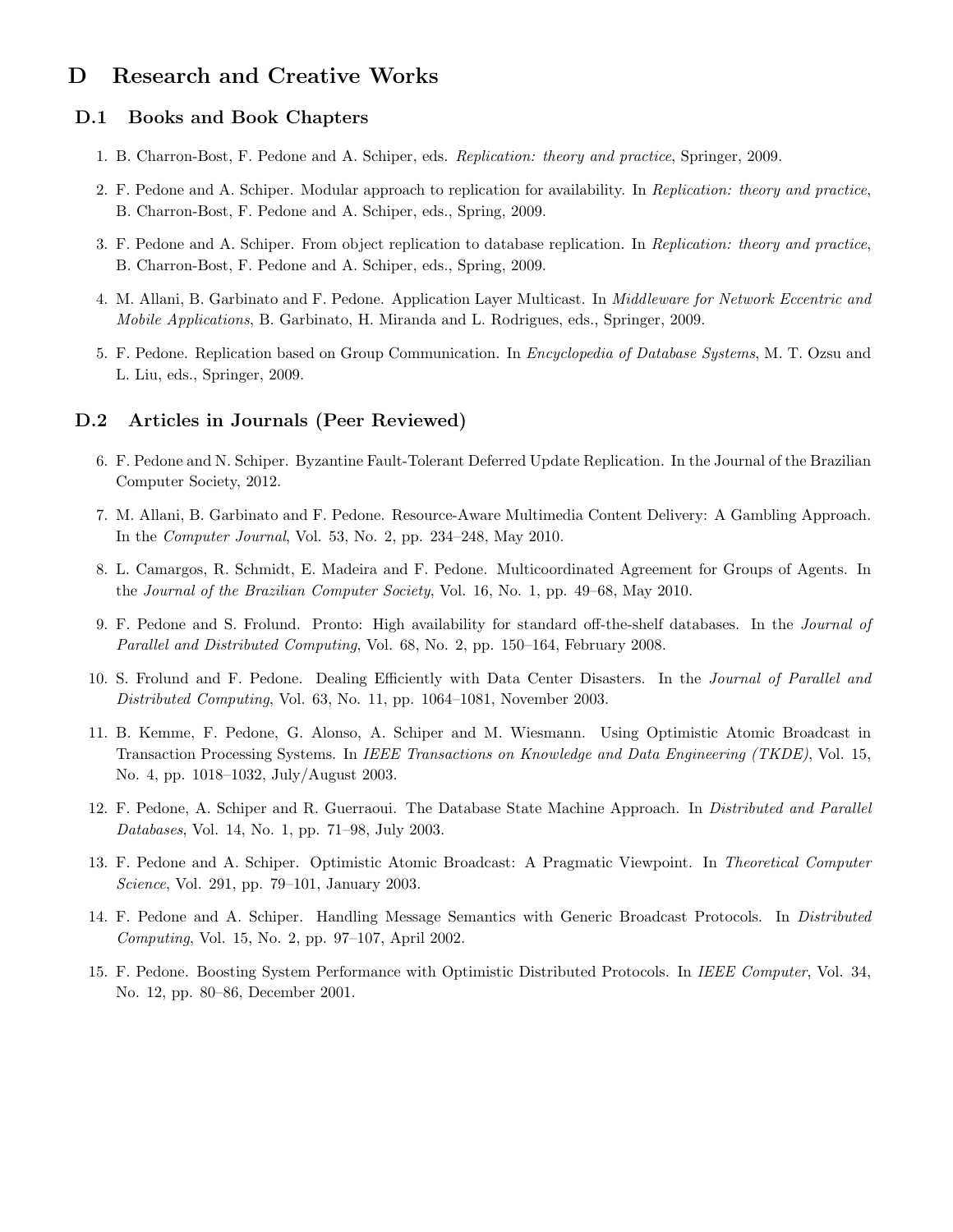# D Research and Creative Works

## D.1 Books and Book Chapters

1. B. Charron-Bost, F. Pedone and A. Schiper, eds. *Replication: theory and practice*, Springer, 2009.

2. F. Pedone and A. Schiper. Modular approach to replication for availability. In *Replication: theory and practice*, B. Charron-Bost, F. Pedone and A. Schiper, eds., Spring, 2009.

3. F. Pedone and A. Schiper. From object replication to database replication. In *Replication: theory and practice*, B. Charron-Bost, F. Pedone and A. Schiper, eds., Spring, 2009.

4. M. Allani, B. Garbinato and F. Pedone. Application Layer Multicast. In *Middleware for Network Eccentric and Mobile Applications*, B. Garbinato, H. Miranda and L. Rodrigues, eds., Springer, 2009.

5. F. Pedone. Replication based on Group Communication. In *Encyclopedia of Database Systems*, M. T. Ozsu and L. Liu, eds., Springer, 2009.

## D.2 Articles in Journals (Peer Reviewed)

6. F. Pedone and N. Schiper. Byzantine Fault-Tolerant Deferred Update Replication. In the Journal of the Brazilian Computer Society, 2012.

7. M. Allani, B. Garbinato and F. Pedone. Resource-Aware Multimedia Content Delivery: A Gambling Approach. In the *Computer Journal*, Vol. 53, No. 2, pp. 234–248, May 2010.

8. L. Camargos, R. Schmidt, E. Madeira and F. Pedone. Multicoordinated Agreement for Groups of Agents. In the *Journal of the Brazilian Computer Society*, Vol. 16, No. 1, pp. 49–68, May 2010.

9. F. Pedone and S. Frolund. Pronto: High availability for standard off-the-shelf databases. In the *Journal of Parallel and Distributed Computing*, Vol. 68, No. 2, pp. 150–164, February 2008.

10. S. Frolund and F. Pedone. Dealing Efficiently with Data Center Disasters. In the *Journal of Parallel and Distributed Computing*, Vol. 63, No. 11, pp. 1064–1081, November 2003.

11. B. Kemme, F. Pedone, G. Alonso, A. Schiper and M. Wiesmann. Using Optimistic Atomic Broadcast in Transaction Processing Systems. In *IEEE Transactions on Knowledge and Data Engineering (TKDE)*, Vol. 15, No. 4, pp. 1018–1032, July/August 2003.

12. F. Pedone, A. Schiper and R. Guerraoui. The Database State Machine Approach. In *Distributed and Parallel Databases*, Vol. 14, No. 1, pp. 71–98, July 2003.

13. F. Pedone and A. Schiper. Optimistic Atomic Broadcast: A Pragmatic Viewpoint. In *Theoretical Computer Science*, Vol. 291, pp. 79–101, January 2003.

14. F. Pedone and A. Schiper. Handling Message Semantics with Generic Broadcast Protocols. In *Distributed Computing*, Vol. 15, No. 2, pp. 97–107, April 2002.

15. F. Pedone. Boosting System Performance with Optimistic Distributed Protocols. In *IEEE Computer*, Vol. 34, No. 12, pp. 80–86, December 2001.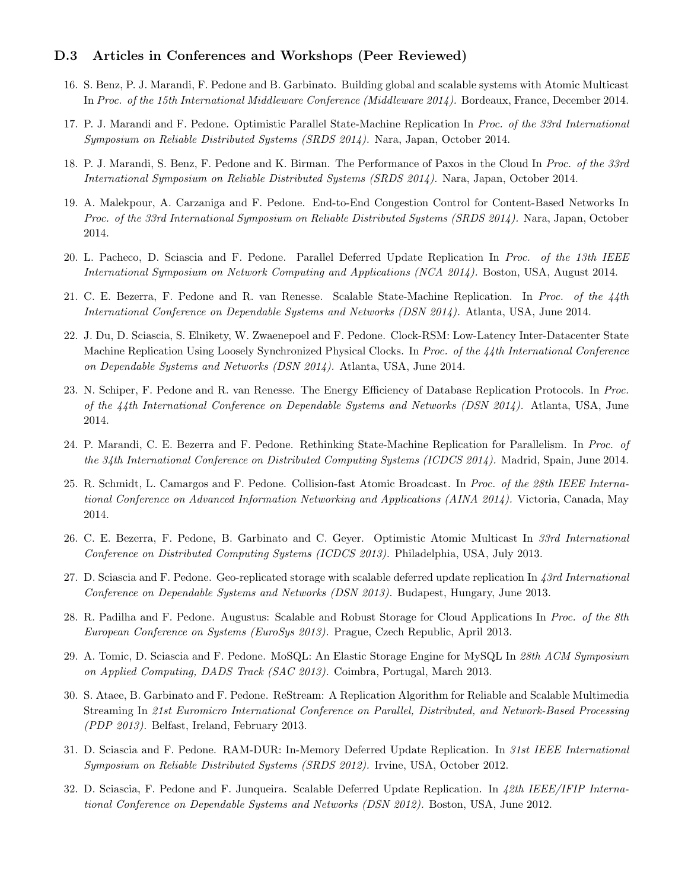### D.3 Articles in Conferences and Workshops (Peer Reviewed)

16. S. Benz, P. J. Marandi, F. Pedone and B. Garbinato. Building global and scalable systems with Atomic Multicast In *Proc. of the 15th International Middleware Conference (Middleware 2014).* Bordeaux, France, December 2014.

17. P. J. Marandi and F. Pedone. Optimistic Parallel State-Machine Replication In *Proc. of the 33rd International Symposium on Reliable Distributed Systems (SRDS 2014).* Nara, Japan, October 2014.

18. P. J. Marandi, S. Benz, F. Pedone and K. Birman. The Performance of Paxos in the Cloud In *Proc. of the 33rd International Symposium on Reliable Distributed Systems (SRDS 2014).* Nara, Japan, October 2014.

19. A. Malekpour, A. Carzaniga and F. Pedone. End-to-End Congestion Control for Content-Based Networks In *Proc. of the 33rd International Symposium on Reliable Distributed Systems (SRDS 2014).* Nara, Japan, October 2014.

20. L. Pacheco, D. Sciascia and F. Pedone. Parallel Deferred Update Replication In *Proc. of the 13th IEEE International Symposium on Network Computing and Applications (NCA 2014).* Boston, USA, August 2014.

21. C. E. Bezerra, F. Pedone and R. van Renesse. Scalable State-Machine Replication. In *Proc. of the 44th International Conference on Dependable Systems and Networks (DSN 2014).* Atlanta, USA, June 2014.

22. J. Du, D. Sciascia, S. Elnikety, W. Zwaenepoel and F. Pedone. Clock-RSM: Low-Latency Inter-Datacenter State Machine Replication Using Loosely Synchronized Physical Clocks. In *Proc. of the 44th International Conference on Dependable Systems and Networks (DSN 2014).* Atlanta, USA, June 2014.

23. N. Schiper, F. Pedone and R. van Renesse. The Energy Efficiency of Database Replication Protocols. In *Proc. of the 44th International Conference on Dependable Systems and Networks (DSN 2014).* Atlanta, USA, June 2014.

24. P. Marandi, C. E. Bezerra and F. Pedone. Rethinking State-Machine Replication for Parallelism. In *Proc. of the 34th International Conference on Distributed Computing Systems (ICDCS 2014).* Madrid, Spain, June 2014.

25. R. Schmidt, L. Camargos and F. Pedone. Collision-fast Atomic Broadcast. In *Proc. of the 28th IEEE International Conference on Advanced Information Networking and Applications (AINA 2014).* Victoria, Canada, May 2014.

26. C. E. Bezerra, F. Pedone, B. Garbinato and C. Geyer. Optimistic Atomic Multicast In *33rd International Conference on Distributed Computing Systems (ICDCS 2013).* Philadelphia, USA, July 2013.

27. D. Sciascia and F. Pedone. Geo-replicated storage with scalable deferred update replication In *43rd International Conference on Dependable Systems and Networks (DSN 2013).* Budapest, Hungary, June 2013.

28. R. Padilha and F. Pedone. Augustus: Scalable and Robust Storage for Cloud Applications In *Proc. of the 8th European Conference on Systems (EuroSys 2013).* Prague, Czech Republic, April 2013.

29. A. Tomic, D. Sciascia and F. Pedone. MoSQL: An Elastic Storage Engine for MySQL In *28th ACM Symposium on Applied Computing, DADS Track (SAC 2013).* Coimbra, Portugal, March 2013.

30. S. Ataee, B. Garbinato and F. Pedone. ReStream: A Replication Algorithm for Reliable and Scalable Multimedia Streaming In *21st Euromicro International Conference on Parallel, Distributed, and Network-Based Processing (PDP 2013).* Belfast, Ireland, February 2013.

31. D. Sciascia and F. Pedone. RAM-DUR: In-Memory Deferred Update Replication. In *31st IEEE International Symposium on Reliable Distributed Systems (SRDS 2012).* Irvine, USA, October 2012.

32. D. Sciascia, F. Pedone and F. Junqueira. Scalable Deferred Update Replication. In *42th IEEE/IFIP International Conference on Dependable Systems and Networks (DSN 2012).* Boston, USA, June 2012.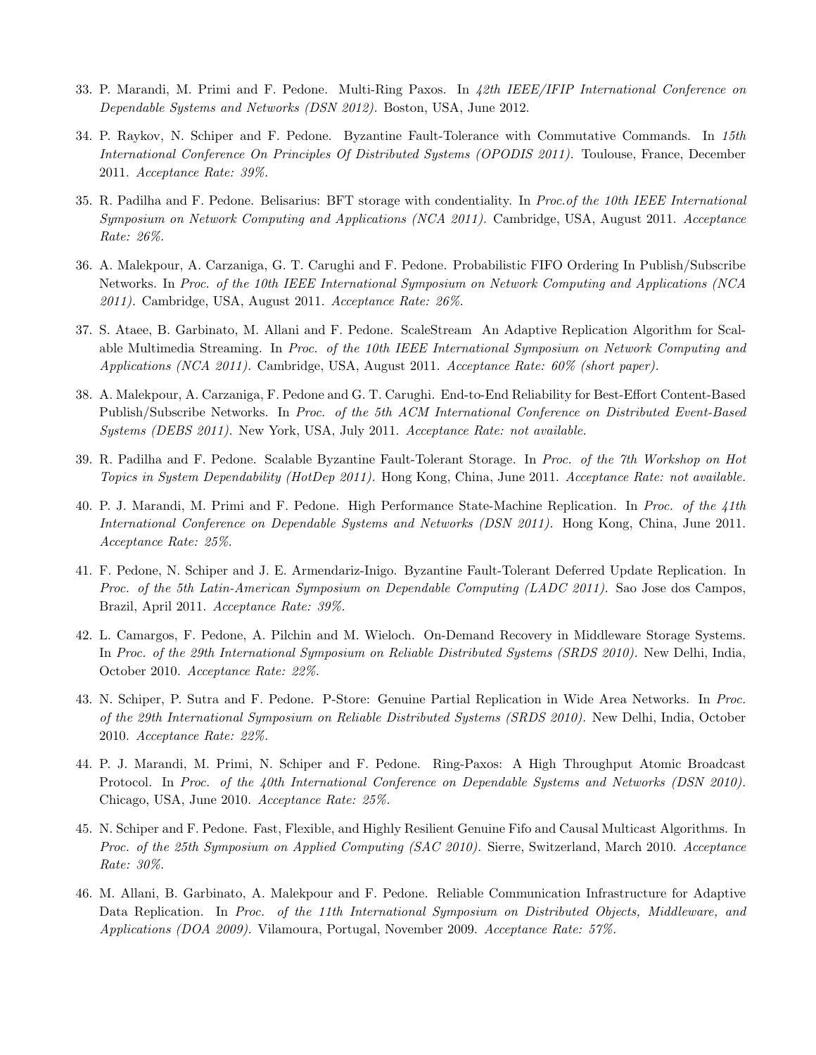33. P. Marandi, M. Primi and F. Pedone. Multi-Ring Paxos. In *42th IEEE/IFIP International Conference on Dependable Systems and Networks (DSN 2012).* Boston, USA, June 2012.

34. P. Raykov, N. Schiper and F. Pedone. Byzantine Fault-Tolerance with Commutative Commands. In *15th International Conference On Principles Of Distributed Systems (OPODIS 2011).* Toulouse, France, December 2011. *Acceptance Rate: 39%.*

35. R. Padilha and F. Pedone. Belisarius: BFT storage with condentiality. In *Proc.of the 10th IEEE International Symposium on Network Computing and Applications (NCA 2011).* Cambridge, USA, August 2011. *Acceptance Rate: 26%.*

36. A. Malekpour, A. Carzaniga, G. T. Carughi and F. Pedone. Probabilistic FIFO Ordering In Publish/Subscribe Networks. In *Proc. of the 10th IEEE International Symposium on Network Computing and Applications (NCA 2011).* Cambridge, USA, August 2011. *Acceptance Rate: 26%.*

37. S. Ataee, B. Garbinato, M. Allani and F. Pedone. ScaleStream An Adaptive Replication Algorithm for Scalable Multimedia Streaming. In *Proc. of the 10th IEEE International Symposium on Network Computing and Applications (NCA 2011).* Cambridge, USA, August 2011. *Acceptance Rate: 60% (short paper).*

38. A. Malekpour, A. Carzaniga, F. Pedone and G. T. Carughi. End-to-End Reliability for Best-Effort Content-Based Publish/Subscribe Networks. In *Proc. of the 5th ACM International Conference on Distributed Event-Based Systems (DEBS 2011).* New York, USA, July 2011. *Acceptance Rate: not available.*

39. R. Padilha and F. Pedone. Scalable Byzantine Fault-Tolerant Storage. In *Proc. of the 7th Workshop on Hot Topics in System Dependability (HotDep 2011).* Hong Kong, China, June 2011. *Acceptance Rate: not available.*

40. P. J. Marandi, M. Primi and F. Pedone. High Performance State-Machine Replication. In *Proc. of the 41th International Conference on Dependable Systems and Networks (DSN 2011).* Hong Kong, China, June 2011. *Acceptance Rate: 25%.*

41. F. Pedone, N. Schiper and J. E. Armendariz-Inigo. Byzantine Fault-Tolerant Deferred Update Replication. In *Proc. of the 5th Latin-American Symposium on Dependable Computing (LADC 2011).* Sao Jose dos Campos, Brazil, April 2011. *Acceptance Rate: 39%.*

42. L. Camargos, F. Pedone, A. Pilchin and M. Wieloch. On-Demand Recovery in Middleware Storage Systems. In *Proc. of the 29th International Symposium on Reliable Distributed Systems (SRDS 2010).* New Delhi, India, October 2010. *Acceptance Rate: 22%.*

43. N. Schiper, P. Sutra and F. Pedone. P-Store: Genuine Partial Replication in Wide Area Networks. In *Proc. of the 29th International Symposium on Reliable Distributed Systems (SRDS 2010).* New Delhi, India, October 2010. *Acceptance Rate: 22%.*

44. P. J. Marandi, M. Primi, N. Schiper and F. Pedone. Ring-Paxos: A High Throughput Atomic Broadcast Protocol. In *Proc. of the 40th International Conference on Dependable Systems and Networks (DSN 2010).* Chicago, USA, June 2010. *Acceptance Rate: 25%.*

45. N. Schiper and F. Pedone. Fast, Flexible, and Highly Resilient Genuine Fifo and Causal Multicast Algorithms. In *Proc. of the 25th Symposium on Applied Computing (SAC 2010).* Sierre, Switzerland, March 2010. *Acceptance Rate: 30%.*

46. M. Allani, B. Garbinato, A. Malekpour and F. Pedone. Reliable Communication Infrastructure for Adaptive Data Replication. In *Proc. of the 11th International Symposium on Distributed Objects, Middleware, and Applications (DOA 2009).* Vilamoura, Portugal, November 2009. *Acceptance Rate: 57%.*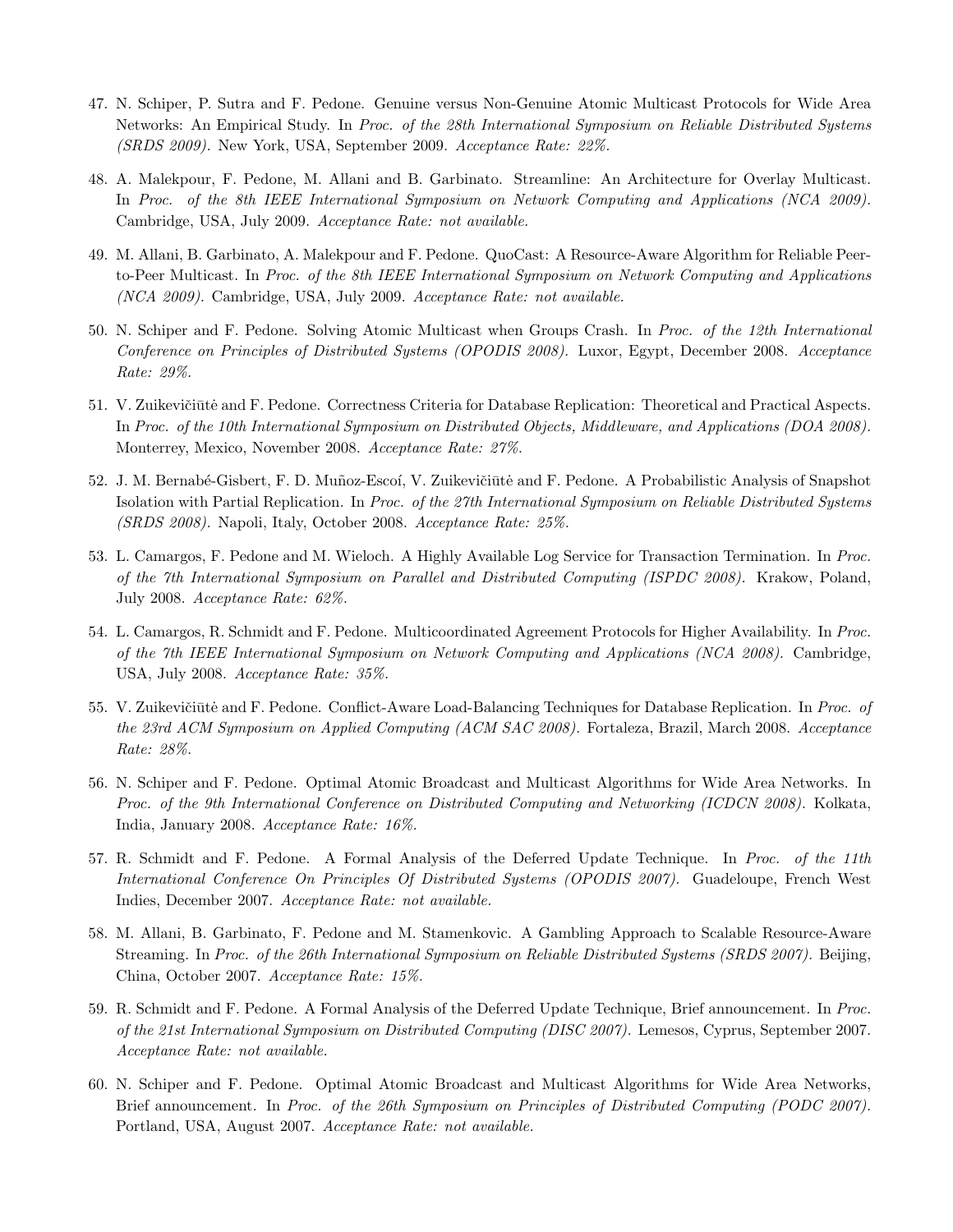47. N. Schiper, P. Sutra and F. Pedone. Genuine versus Non-Genuine Atomic Multicast Protocols for Wide Area Networks: An Empirical Study. In *Proc. of the 28th International Symposium on Reliable Distributed Systems (SRDS 2009).* New York, USA, September 2009. *Acceptance Rate: 22%.*

48. A. Malekpour, F. Pedone, M. Allani and B. Garbinato. Streamline: An Architecture for Overlay Multicast. In *Proc. of the 8th IEEE International Symposium on Network Computing and Applications (NCA 2009).* Cambridge, USA, July 2009. *Acceptance Rate: not available.*

49. M. Allani, B. Garbinato, A. Malekpour and F. Pedone. QuoCast: A Resource-Aware Algorithm for Reliable Peer-to-Peer Multicast. In *Proc. of the 8th IEEE International Symposium on Network Computing and Applications (NCA 2009).* Cambridge, USA, July 2009. *Acceptance Rate: not available.*

50. N. Schiper and F. Pedone. Solving Atomic Multicast when Groups Crash. In *Proc. of the 12th International Conference on Principles of Distributed Systems (OPODIS 2008).* Luxor, Egypt, December 2008. *Acceptance Rate: 29%.*

51. V. Zuikevičiūtė and F. Pedone. Correctness Criteria for Database Replication: Theoretical and Practical Aspects. In *Proc. of the 10th International Symposium on Distributed Objects, Middleware, and Applications (DOA 2008).* Monterrey, Mexico, November 2008. *Acceptance Rate: 27%.*

52. J. M. Bernabé-Gisbert, F. D. Muñoz-Escoí, V. Zuikevičiūtė and F. Pedone. A Probabilistic Analysis of Snapshot Isolation with Partial Replication. In *Proc. of the 27th International Symposium on Reliable Distributed Systems (SRDS 2008).* Napoli, Italy, October 2008. *Acceptance Rate: 25%.*

53. L. Camargos, F. Pedone and M. Wieloch. A Highly Available Log Service for Transaction Termination. In *Proc. of the 7th International Symposium on Parallel and Distributed Computing (ISPDC 2008).* Krakow, Poland, July 2008. *Acceptance Rate: 62%.*

54. L. Camargos, R. Schmidt and F. Pedone. Multicoordinated Agreement Protocols for Higher Availability. In *Proc. of the 7th IEEE International Symposium on Network Computing and Applications (NCA 2008).* Cambridge, USA, July 2008. *Acceptance Rate: 35%.*

55. V. Zuikevičiūtė and F. Pedone. Conflict-Aware Load-Balancing Techniques for Database Replication. In *Proc. of the 23rd ACM Symposium on Applied Computing (ACM SAC 2008).* Fortaleza, Brazil, March 2008. *Acceptance Rate: 28%.*

56. N. Schiper and F. Pedone. Optimal Atomic Broadcast and Multicast Algorithms for Wide Area Networks. In *Proc. of the 9th International Conference on Distributed Computing and Networking (ICDCN 2008).* Kolkata, India, January 2008. *Acceptance Rate: 16%.*

57. R. Schmidt and F. Pedone. A Formal Analysis of the Deferred Update Technique. In *Proc. of the 11th International Conference On Principles Of Distributed Systems (OPODIS 2007).* Guadeloupe, French West Indies, December 2007. *Acceptance Rate: not available.*

58. M. Allani, B. Garbinato, F. Pedone and M. Stamenkovic. A Gambling Approach to Scalable Resource-Aware Streaming. In *Proc. of the 26th International Symposium on Reliable Distributed Systems (SRDS 2007).* Beijing, China, October 2007. *Acceptance Rate: 15%.*

59. R. Schmidt and F. Pedone. A Formal Analysis of the Deferred Update Technique, Brief announcement. In *Proc. of the 21st International Symposium on Distributed Computing (DISC 2007).* Lemesos, Cyprus, September 2007. *Acceptance Rate: not available.*

60. N. Schiper and F. Pedone. Optimal Atomic Broadcast and Multicast Algorithms for Wide Area Networks, Brief announcement. In *Proc. of the 26th Symposium on Principles of Distributed Computing (PODC 2007).* Portland, USA, August 2007. *Acceptance Rate: not available.*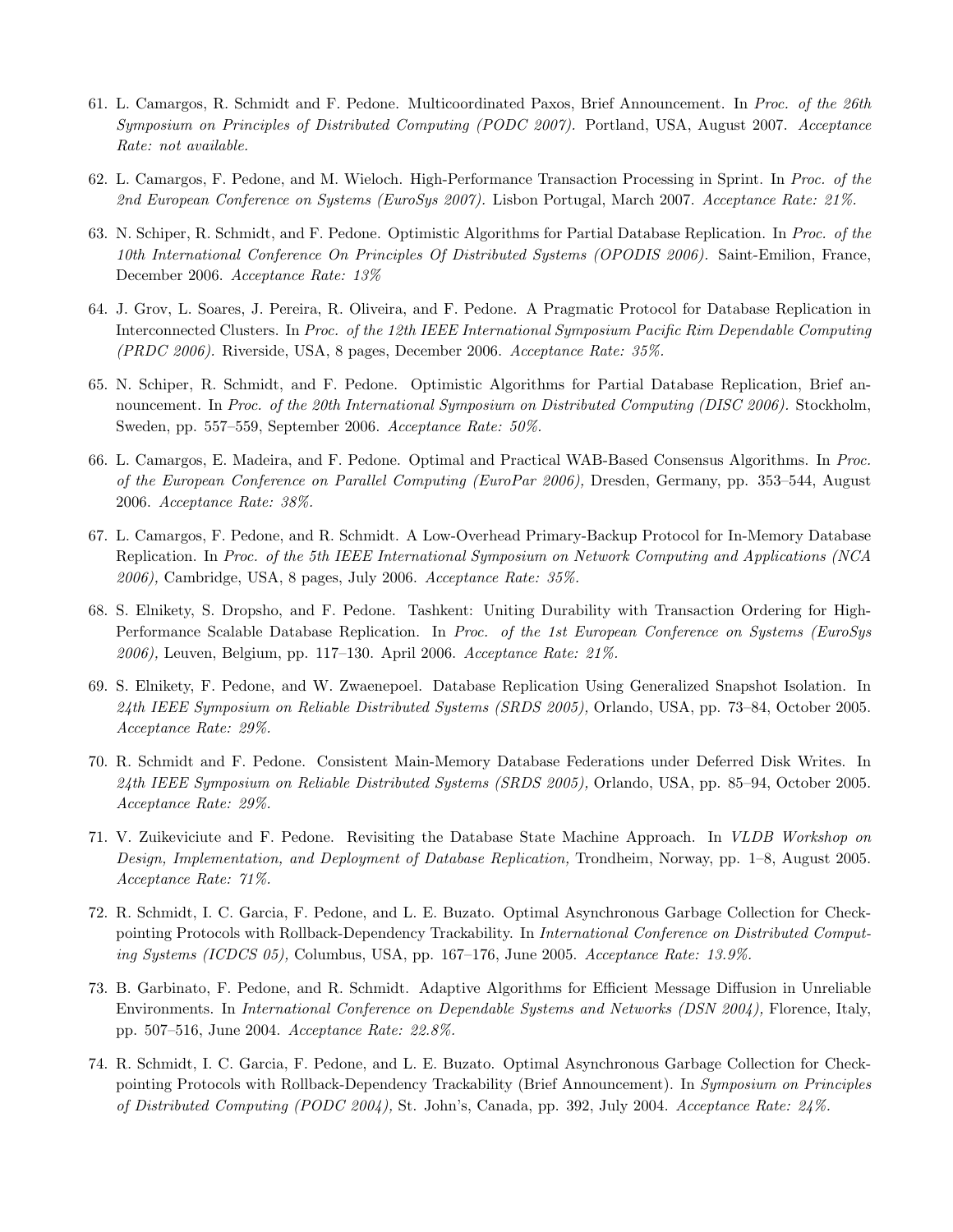61. L. Camargos, R. Schmidt and F. Pedone. Multicoordinated Paxos, Brief Announcement. In *Proc. of the 26th Symposium on Principles of Distributed Computing (PODC 2007).* Portland, USA, August 2007. *Acceptance Rate: not available.*

62. L. Camargos, F. Pedone, and M. Wieloch. High-Performance Transaction Processing in Sprint. In *Proc. of the 2nd European Conference on Systems (EuroSys 2007).* Lisbon Portugal, March 2007. *Acceptance Rate: 21%.*

63. N. Schiper, R. Schmidt, and F. Pedone. Optimistic Algorithms for Partial Database Replication. In *Proc. of the 10th International Conference On Principles Of Distributed Systems (OPODIS 2006).* Saint-Emilion, France, December 2006. *Acceptance Rate: 13%*

64. J. Grov, L. Soares, J. Pereira, R. Oliveira, and F. Pedone. A Pragmatic Protocol for Database Replication in Interconnected Clusters. In *Proc. of the 12th IEEE International Symposium Pacific Rim Dependable Computing (PRDC 2006).* Riverside, USA, 8 pages, December 2006. *Acceptance Rate: 35%.*

65. N. Schiper, R. Schmidt, and F. Pedone. Optimistic Algorithms for Partial Database Replication, Brief announcement. In *Proc. of the 20th International Symposium on Distributed Computing (DISC 2006).* Stockholm, Sweden, pp. 557–559, September 2006. *Acceptance Rate: 50%.*

66. L. Camargos, E. Madeira, and F. Pedone. Optimal and Practical WAB-Based Consensus Algorithms. In *Proc. of the European Conference on Parallel Computing (EuroPar 2006),* Dresden, Germany, pp. 353–544, August 2006. *Acceptance Rate: 38%.*

67. L. Camargos, F. Pedone, and R. Schmidt. A Low-Overhead Primary-Backup Protocol for In-Memory Database Replication. In *Proc. of the 5th IEEE International Symposium on Network Computing and Applications (NCA 2006),* Cambridge, USA, 8 pages, July 2006. *Acceptance Rate: 35%.*

68. S. Elnikety, S. Dropsho, and F. Pedone. Tashkent: Uniting Durability with Transaction Ordering for High-Performance Scalable Database Replication. In *Proc. of the 1st European Conference on Systems (EuroSys 2006),* Leuven, Belgium, pp. 117–130. April 2006. *Acceptance Rate: 21%.*

69. S. Elnikety, F. Pedone, and W. Zwaenepoel. Database Replication Using Generalized Snapshot Isolation. In *24th IEEE Symposium on Reliable Distributed Systems (SRDS 2005),* Orlando, USA, pp. 73–84, October 2005. *Acceptance Rate: 29%.*

70. R. Schmidt and F. Pedone. Consistent Main-Memory Database Federations under Deferred Disk Writes. In *24th IEEE Symposium on Reliable Distributed Systems (SRDS 2005),* Orlando, USA, pp. 85–94, October 2005. *Acceptance Rate: 29%.*

71. V. Zuikeviciute and F. Pedone. Revisiting the Database State Machine Approach. In *VLDB Workshop on Design, Implementation, and Deployment of Database Replication,* Trondheim, Norway, pp. 1–8, August 2005. *Acceptance Rate: 71%.*

72. R. Schmidt, I. C. Garcia, F. Pedone, and L. E. Buzato. Optimal Asynchronous Garbage Collection for Checkpointing Protocols with Rollback-Dependency Trackability. In *International Conference on Distributed Computing Systems (ICDCS 05),* Columbus, USA, pp. 167–176, June 2005. *Acceptance Rate: 13.9%.*

73. B. Garbinato, F. Pedone, and R. Schmidt. Adaptive Algorithms for Efficient Message Diffusion in Unreliable Environments. In *International Conference on Dependable Systems and Networks (DSN 2004),* Florence, Italy, pp. 507–516, June 2004. *Acceptance Rate: 22.8%.*

74. R. Schmidt, I. C. Garcia, F. Pedone, and L. E. Buzato. Optimal Asynchronous Garbage Collection for Checkpointing Protocols with Rollback-Dependency Trackability (Brief Announcement). In *Symposium on Principles of Distributed Computing (PODC 2004),* St. John's, Canada, pp. 392, July 2004. *Acceptance Rate: 24%.*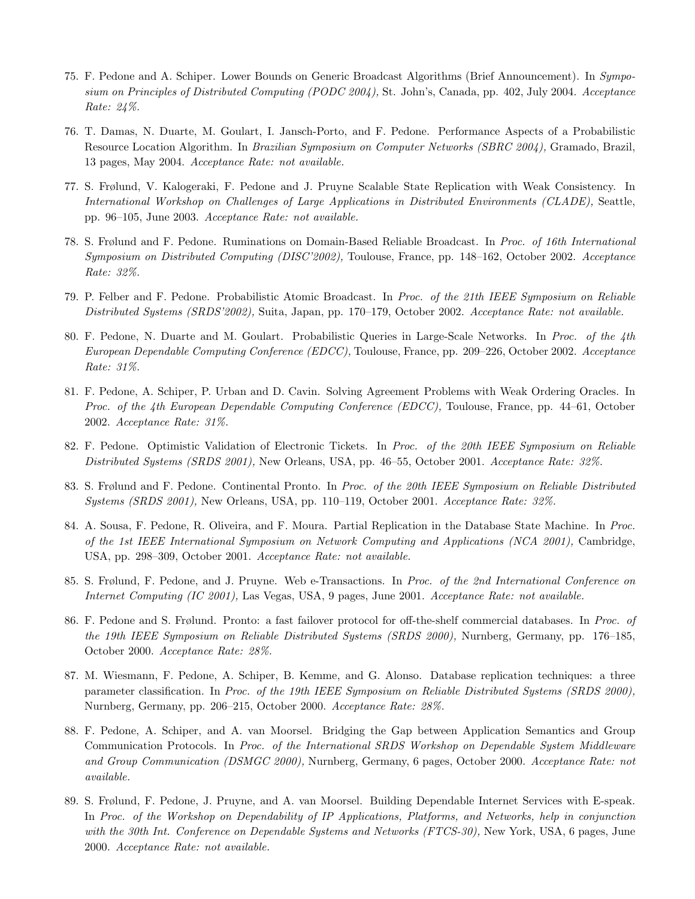75. F. Pedone and A. Schiper. Lower Bounds on Generic Broadcast Algorithms (Brief Announcement). In *Symposium on Principles of Distributed Computing (PODC 2004),* St. John's, Canada, pp. 402, July 2004. *Acceptance Rate: 24%.*

76. T. Damas, N. Duarte, M. Goulart, I. Jansch-Porto, and F. Pedone. Performance Aspects of a Probabilistic Resource Location Algorithm. In *Brazilian Symposium on Computer Networks (SBRC 2004),* Gramado, Brazil, 13 pages, May 2004. *Acceptance Rate: not available.*

77. S. Frølund, V. Kalogeraki, F. Pedone and J. Pruyne Scalable State Replication with Weak Consistency. In *International Workshop on Challenges of Large Applications in Distributed Environments (CLADE),* Seattle, pp. 96–105, June 2003. *Acceptance Rate: not available.*

78. S. Frølund and F. Pedone. Ruminations on Domain-Based Reliable Broadcast. In *Proc. of 16th International Symposium on Distributed Computing (DISC'2002),* Toulouse, France, pp. 148–162, October 2002. *Acceptance Rate: 32%.*

79. P. Felber and F. Pedone. Probabilistic Atomic Broadcast. In *Proc. of the 21th IEEE Symposium on Reliable Distributed Systems (SRDS'2002),* Suita, Japan, pp. 170–179, October 2002. *Acceptance Rate: not available.*

80. F. Pedone, N. Duarte and M. Goulart. Probabilistic Queries in Large-Scale Networks. In *Proc. of the 4th European Dependable Computing Conference (EDCC),* Toulouse, France, pp. 209–226, October 2002. *Acceptance Rate: 31%.*

81. F. Pedone, A. Schiper, P. Urban and D. Cavin. Solving Agreement Problems with Weak Ordering Oracles. In *Proc. of the 4th European Dependable Computing Conference (EDCC),* Toulouse, France, pp. 44–61, October 2002. *Acceptance Rate: 31%.*

82. F. Pedone. Optimistic Validation of Electronic Tickets. In *Proc. of the 20th IEEE Symposium on Reliable Distributed Systems (SRDS 2001),* New Orleans, USA, pp. 46–55, October 2001. *Acceptance Rate: 32%.*

83. S. Frølund and F. Pedone. Continental Pronto. In *Proc. of the 20th IEEE Symposium on Reliable Distributed Systems (SRDS 2001),* New Orleans, USA, pp. 110–119, October 2001. *Acceptance Rate: 32%.*

84. A. Sousa, F. Pedone, R. Oliveira, and F. Moura. Partial Replication in the Database State Machine. In *Proc. of the 1st IEEE International Symposium on Network Computing and Applications (NCA 2001),* Cambridge, USA, pp. 298–309, October 2001. *Acceptance Rate: not available.*

85. S. Frølund, F. Pedone, and J. Pruyne. Web e-Transactions. In *Proc. of the 2nd International Conference on Internet Computing (IC 2001),* Las Vegas, USA, 9 pages, June 2001. *Acceptance Rate: not available.*

86. F. Pedone and S. Frølund. Pronto: a fast failover protocol for off-the-shelf commercial databases. In *Proc. of the 19th IEEE Symposium on Reliable Distributed Systems (SRDS 2000),* Nurnberg, Germany, pp. 176–185, October 2000. *Acceptance Rate: 28%.*

87. M. Wiesmann, F. Pedone, A. Schiper, B. Kemme, and G. Alonso. Database replication techniques: a three parameter classification. In *Proc. of the 19th IEEE Symposium on Reliable Distributed Systems (SRDS 2000),* Nurnberg, Germany, pp. 206–215, October 2000. *Acceptance Rate: 28%.*

88. F. Pedone, A. Schiper, and A. van Moorsel. Bridging the Gap between Application Semantics and Group Communication Protocols. In *Proc. of the International SRDS Workshop on Dependable System Middleware and Group Communication (DSMGC 2000),* Nurnberg, Germany, 6 pages, October 2000. *Acceptance Rate: not available.*

89. S. Frølund, F. Pedone, J. Pruyne, and A. van Moorsel. Building Dependable Internet Services with E-speak. In *Proc. of the Workshop on Dependability of IP Applications, Platforms, and Networks, help in conjunction with the 30th Int. Conference on Dependable Systems and Networks (FTCS-30),* New York, USA, 6 pages, June 2000. *Acceptance Rate: not available.*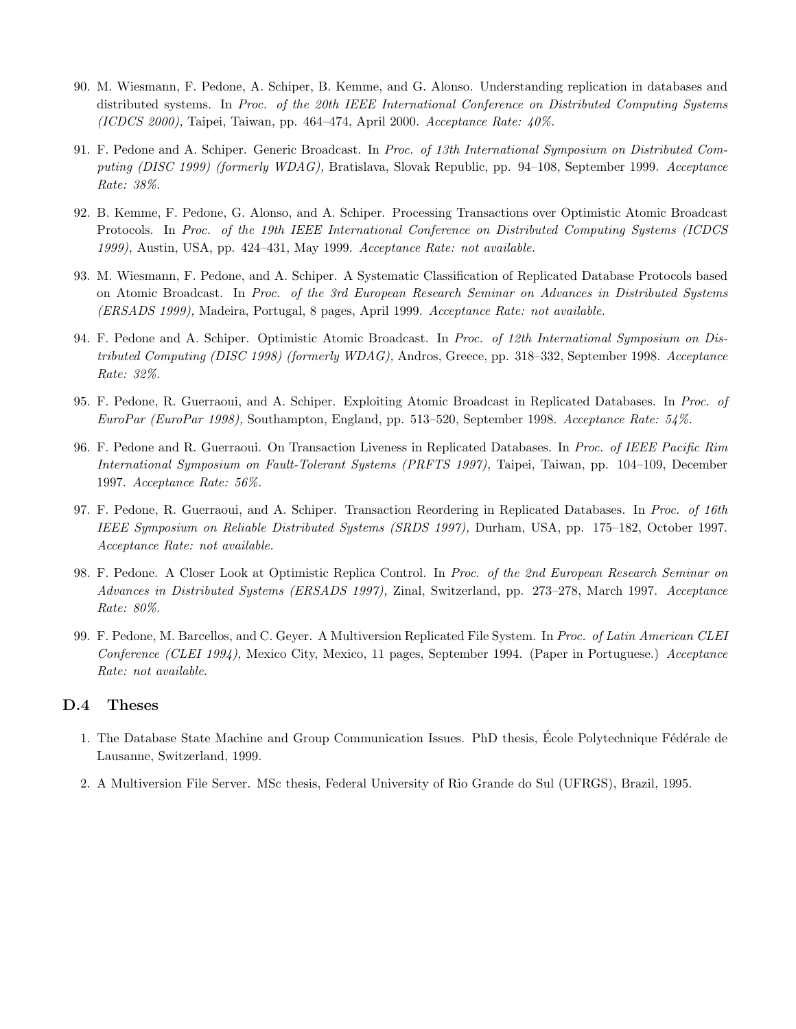90. M. Wiesmann, F. Pedone, A. Schiper, B. Kemme, and G. Alonso. Understanding replication in databases and distributed systems. In *Proc. of the 20th IEEE International Conference on Distributed Computing Systems (ICDCS 2000),* Taipei, Taiwan, pp. 464–474, April 2000. *Acceptance Rate: 40%.*

91. F. Pedone and A. Schiper. Generic Broadcast. In *Proc. of 13th International Symposium on Distributed Computing (DISC 1999) (formerly WDAG),* Bratislava, Slovak Republic, pp. 94–108, September 1999. *Acceptance Rate: 38%.*

92. B. Kemme, F. Pedone, G. Alonso, and A. Schiper. Processing Transactions over Optimistic Atomic Broadcast Protocols. In *Proc. of the 19th IEEE International Conference on Distributed Computing Systems (ICDCS 1999),* Austin, USA, pp. 424–431, May 1999. *Acceptance Rate: not available.*

93. M. Wiesmann, F. Pedone, and A. Schiper. A Systematic Classification of Replicated Database Protocols based on Atomic Broadcast. In *Proc. of the 3rd European Research Seminar on Advances in Distributed Systems (ERSADS 1999),* Madeira, Portugal, 8 pages, April 1999. *Acceptance Rate: not available.*

94. F. Pedone and A. Schiper. Optimistic Atomic Broadcast. In *Proc. of 12th International Symposium on Distributed Computing (DISC 1998) (formerly WDAG),* Andros, Greece, pp. 318–332, September 1998. *Acceptance Rate: 32%.*

95. F. Pedone, R. Guerraoui, and A. Schiper. Exploiting Atomic Broadcast in Replicated Databases. In *Proc. of EuroPar (EuroPar 1998),* Southampton, England, pp. 513–520, September 1998. *Acceptance Rate: 54%.*

96. F. Pedone and R. Guerraoui. On Transaction Liveness in Replicated Databases. In *Proc. of IEEE Pacific Rim International Symposium on Fault-Tolerant Systems (PRFTS 1997),* Taipei, Taiwan, pp. 104–109, December 1997. *Acceptance Rate: 56%.*

97. F. Pedone, R. Guerraoui, and A. Schiper. Transaction Reordering in Replicated Databases. In *Proc. of 16th IEEE Symposium on Reliable Distributed Systems (SRDS 1997),* Durham, USA, pp. 175–182, October 1997. *Acceptance Rate: not available.*

98. F. Pedone. A Closer Look at Optimistic Replica Control. In *Proc. of the 2nd European Research Seminar on Advances in Distributed Systems (ERSADS 1997),* Zinal, Switzerland, pp. 273–278, March 1997. *Acceptance Rate: 80%.*

99. F. Pedone, M. Barcellos, and C. Geyer. A Multiversion Replicated File System. In *Proc. of Latin American CLEI Conference (CLEI 1994),* Mexico City, Mexico, 11 pages, September 1994. (Paper in Portuguese.) *Acceptance Rate: not available.*

### D.4 Theses

1. The Database State Machine and Group Communication Issues. PhD thesis, École Polytechnique Fédérale de Lausanne, Switzerland, 1999.

2. A Multiversion File Server. MSc thesis, Federal University of Rio Grande do Sul (UFRGS), Brazil, 1995.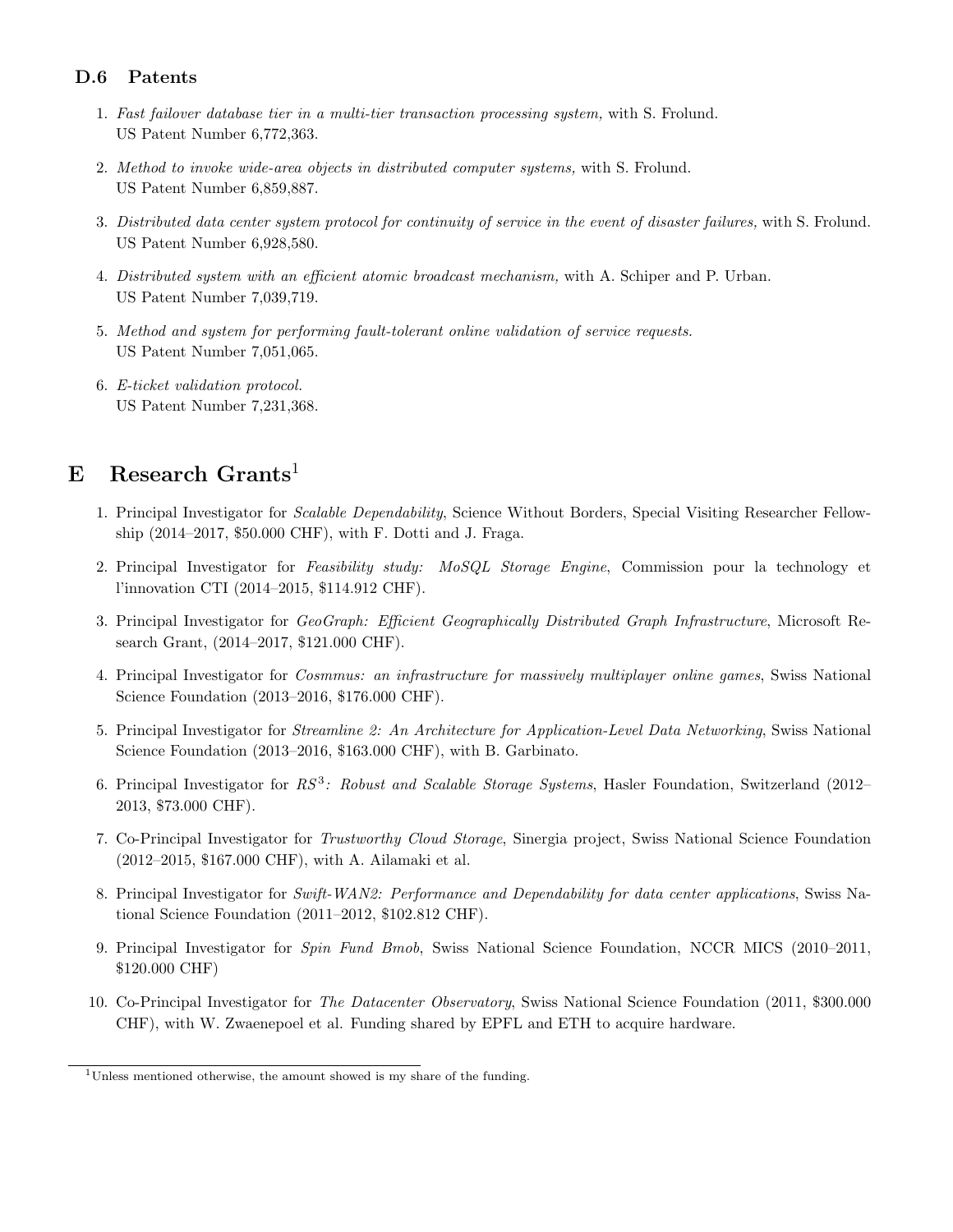### D.6 Patents

1. *Fast failover database tier in a multi-tier transaction processing system,* with S. Frolund.
   US Patent Number 6,772,363.

2. *Method to invoke wide-area objects in distributed computer systems*, with S. Frolund.
   US Patent Number 6,859,887.

3. *Distributed data center system protocol for continuity of service in the event of disaster failures,* with S. Frolund.
   US Patent Number 6,928,580.

4. *Distributed system with an efficient atomic broadcast mechanism,* with A. Schiper and P. Urban.
   US Patent Number 7,039,719.

5. *Method and system for performing fault-tolerant online validation of service requests.*
   US Patent Number 7,051,065.

6. *E-ticket validation protocol.*
   US Patent Number 7,231,368.

## E Research Grants[1]

1. Principal Investigator for *Scalable Dependability*, Science Without Borders, Special Visiting Researcher Fellowship (2014–2017, $50.000 CHF), with F. Dotti and J. Fraga.

2. Principal Investigator for *Feasibility study: MoSQL Storage Engine*, Commission pour la technology et l'innovation CTI (2014–2015, $114.912 CHF).

3. Principal Investigator for *GeoGraph: Efficient Geographically Distributed Graph Infrastructure*, Microsoft Research Grant, (2014–2017, $121.000 CHF).

4. Principal Investigator for *Cosmmus: an infrastructure for massively multiplayer online games*, Swiss National Science Foundation (2013–2016, $176.000 CHF).

5. Principal Investigator for *Streamline 2: An Architecture for Application-Level Data Networking*, Swiss National Science Foundation (2013–2016, $163.000 CHF), with B. Garbinato.

6. Principal Investigator for *$RS^3$: Robust and Scalable Storage Systems*, Hasler Foundation, Switzerland (2012–2013, $73.000 CHF).

7. Co-Principal Investigator for *Trustworthy Cloud Storage*, Sinergia project, Swiss National Science Foundation (2012–2015, $167.000 CHF), with A. Ailamaki et al.

8. Principal Investigator for *Swift-WAN2: Performance and Dependability for data center applications*, Swiss National Science Foundation (2011–2012, $102.812 CHF).

9. Principal Investigator for *Spin Fund Bmob*, Swiss National Science Foundation, NCCR MICS (2010–2011, $120.000 CHF)

10. Co-Principal Investigator for *The Datacenter Observatory*, Swiss National Science Foundation (2011, $300.000 CHF), with W. Zwaenepoel et al. Funding shared by EPFL and ETH to acquire hardware.

[1] Unless mentioned otherwise, the amount showed is my share of the funding.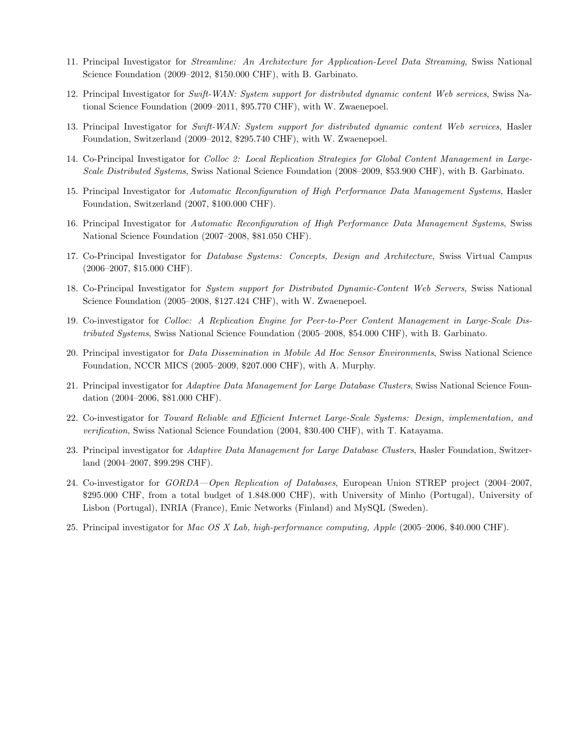11. Principal Investigator for *Streamline: An Architecture for Application-Level Data Streaming*, Swiss National Science Foundation (2009–2012, $150.000 CHF), with B. Garbinato.

12. Principal Investigator for *Swift-WAN: System support for distributed dynamic content Web services*, Swiss National Science Foundation (2009–2011, $95.770 CHF), with W. Zwaenepoel.

13. Principal Investigator for *Swift-WAN: System support for distributed dynamic content Web services*, Hasler Foundation, Switzerland (2009–2012, $295.740 CHF), with W. Zwaenepoel.

14. Co-Principal Investigator for *Colloc 2: Local Replication Strategies for Global Content Management in Large-Scale Distributed Systems*, Swiss National Science Foundation (2008–2009, $53.900 CHF), with B. Garbinato.

15. Principal Investigator for *Automatic Reconfiguration of High Performance Data Management Systems*, Hasler Foundation, Switzerland (2007, $100.000 CHF).

16. Principal Investigator for *Automatic Reconfiguration of High Performance Data Management Systems*, Swiss National Science Foundation (2007–2008, $81.050 CHF).

17. Co-Principal Investigator for *Database Systems: Concepts, Design and Architecture*, Swiss Virtual Campus (2006–2007, $15.000 CHF).

18. Co-Principal Investigator for *System support for Distributed Dynamic-Content Web Servers*, Swiss National Science Foundation (2005–2008, $127.424 CHF), with W. Zwaenepoel.

19. Co-investigator for *Colloc: A Replication Engine for Peer-to-Peer Content Management in Large-Scale Distributed Systems*, Swiss National Science Foundation (2005–2008, $54.000 CHF), with B. Garbinato.

20. Principal investigator for *Data Dissemination in Mobile Ad Hoc Sensor Environments*, Swiss National Science Foundation, NCCR MICS (2005–2009, $207.000 CHF), with A. Murphy.

21. Principal investigator for *Adaptive Data Management for Large Database Clusters*, Swiss National Science Foundation (2004–2006, $81.000 CHF).

22. Co-investigator for *Toward Reliable and Efficient Internet Large-Scale Systems: Design, implementation, and verification*, Swiss National Science Foundation (2004, $30.400 CHF), with T. Katayama.

23. Principal investigator for *Adaptive Data Management for Large Database Clusters*, Hasler Foundation, Switzerland (2004–2007, $99.298 CHF).

24. Co-investigator for *GORDA—Open Replication of Databases*, European Union STREP project (2004–2007, $295.000 CHF, from a total budget of 1.848.000 CHF), with University of Minho (Portugal), University of Lisbon (Portugal), INRIA (France), Emic Networks (Finland) and MySQL (Sweden).

25. Principal investigator for *Mac OS X Lab, high-performance computing, Apple* (2005–2006, $40.000 CHF).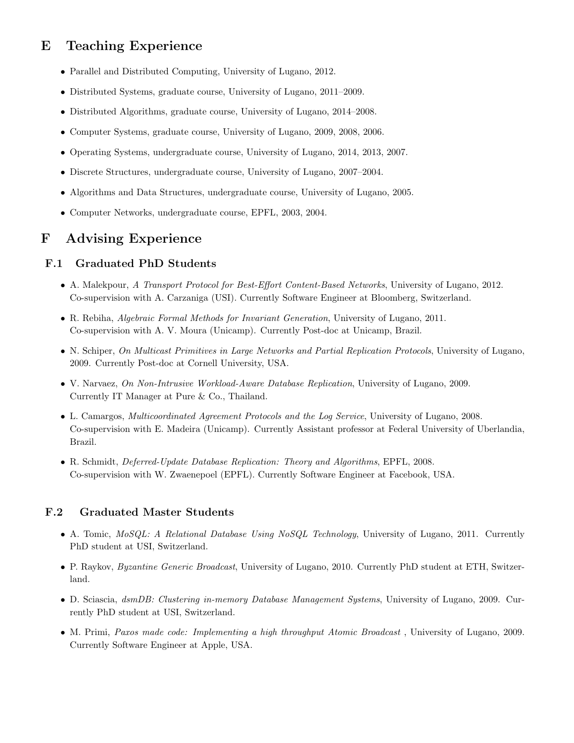# E Teaching Experience

- Parallel and Distributed Computing, University of Lugano, 2012.
- Distributed Systems, graduate course, University of Lugano, 2011–2009.
- Distributed Algorithms, graduate course, University of Lugano, 2014–2008.
- Computer Systems, graduate course, University of Lugano, 2009, 2008, 2006.
- Operating Systems, undergraduate course, University of Lugano, 2014, 2013, 2007.
- Discrete Structures, undergraduate course, University of Lugano, 2007–2004.
- Algorithms and Data Structures, undergraduate course, University of Lugano, 2005.
- Computer Networks, undergraduate course, EPFL, 2003, 2004.

# F Advising Experience

## F.1 Graduated PhD Students

- A. Malekpour, *A Transport Protocol for Best-Effort Content-Based Networks*, University of Lugano, 2012. Co-supervision with A. Carzaniga (USI). Currently Software Engineer at Bloomberg, Switzerland.
- R. Rebiha, *Algebraic Formal Methods for Invariant Generation*, University of Lugano, 2011. Co-supervision with A. V. Moura (Unicamp). Currently Post-doc at Unicamp, Brazil.
- N. Schiper, *On Multicast Primitives in Large Networks and Partial Replication Protocols*, University of Lugano, 2009. Currently Post-doc at Cornell University, USA.
- V. Narvaez, *On Non-Intrusive Workload-Aware Database Replication*, University of Lugano, 2009. Currently IT Manager at Pure & Co., Thailand.
- L. Camargos, *Multicoordinated Agreement Protocols and the Log Service*, University of Lugano, 2008. Co-supervision with E. Madeira (Unicamp). Currently Assistant professor at Federal University of Uberlandia, Brazil.
- R. Schmidt, *Deferred-Update Database Replication: Theory and Algorithms*, EPFL, 2008. Co-supervision with W. Zwaenepoel (EPFL). Currently Software Engineer at Facebook, USA.

## F.2 Graduated Master Students

- A. Tomic, *MoSQL: A Relational Database Using NoSQL Technology*, University of Lugano, 2011. Currently PhD student at USI, Switzerland.
- P. Raykov, *Byzantine Generic Broadcast*, University of Lugano, 2010. Currently PhD student at ETH, Switzerland.
- D. Sciascia, *dsmDB: Clustering in-memory Database Management Systems*, University of Lugano, 2009. Currently PhD student at USI, Switzerland.
- M. Primi, *Paxos made code: Implementing a high throughput Atomic Broadcast* , University of Lugano, 2009. Currently Software Engineer at Apple, USA.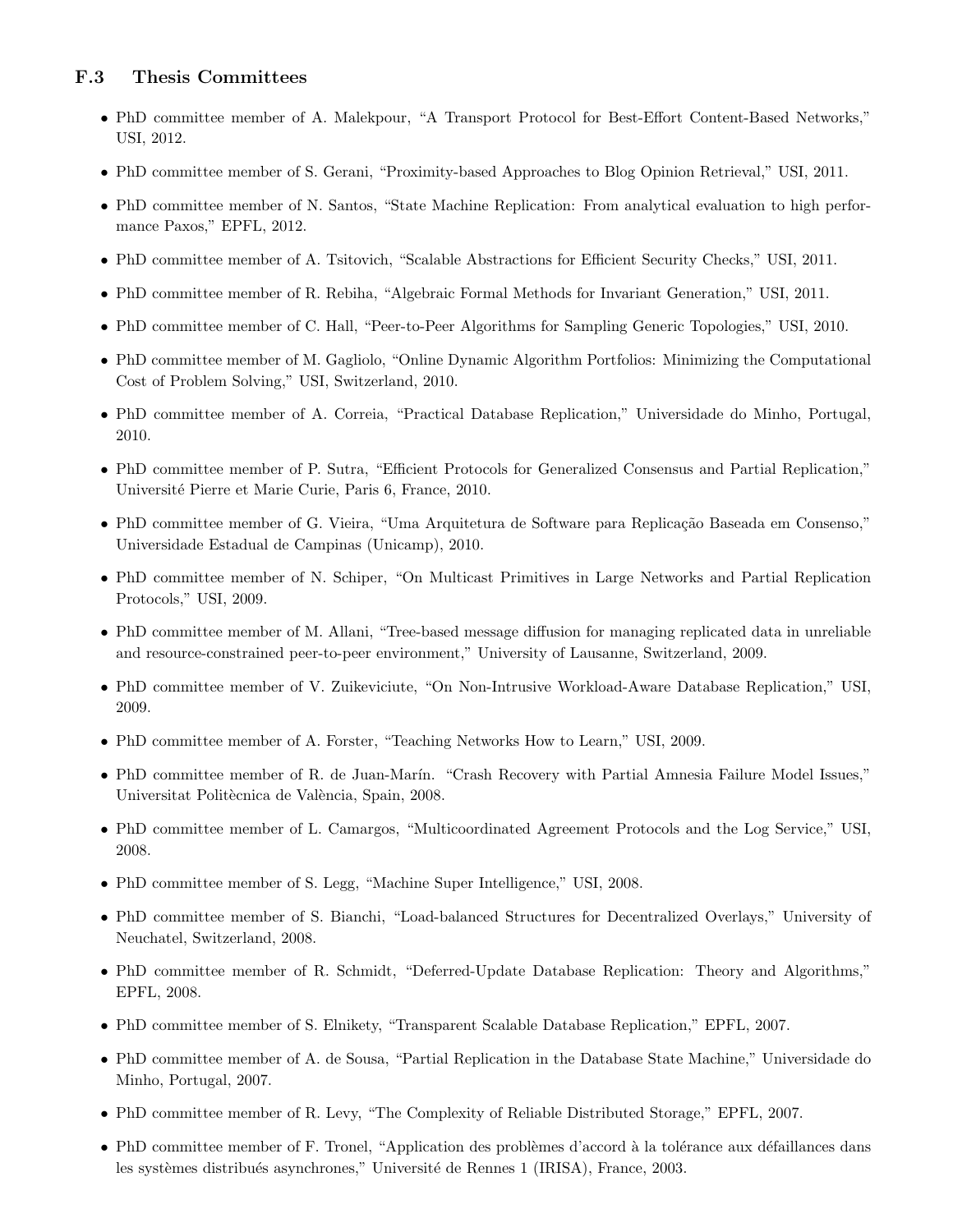### F.3 Thesis Committees

- PhD committee member of A. Malekpour, "A Transport Protocol for Best-Effort Content-Based Networks," USI, 2012.
- PhD committee member of S. Gerani, "Proximity-based Approaches to Blog Opinion Retrieval," USI, 2011.
- PhD committee member of N. Santos, "State Machine Replication: From analytical evaluation to high performance Paxos," EPFL, 2012.
- PhD committee member of A. Tsitovich, "Scalable Abstractions for Efficient Security Checks," USI, 2011.
- PhD committee member of R. Rebiha, "Algebraic Formal Methods for Invariant Generation," USI, 2011.
- PhD committee member of C. Hall, "Peer-to-Peer Algorithms for Sampling Generic Topologies," USI, 2010.
- PhD committee member of M. Gagliolo, "Online Dynamic Algorithm Portfolios: Minimizing the Computational Cost of Problem Solving," USI, Switzerland, 2010.
- PhD committee member of A. Correia, "Practical Database Replication," Universidade do Minho, Portugal, 2010.
- PhD committee member of P. Sutra, "Efficient Protocols for Generalized Consensus and Partial Replication," Université Pierre et Marie Curie, Paris 6, France, 2010.
- PhD committee member of G. Vieira, "Uma Arquitetura de Software para Replicação Baseada em Consenso," Universidade Estadual de Campinas (Unicamp), 2010.
- PhD committee member of N. Schiper, "On Multicast Primitives in Large Networks and Partial Replication Protocols," USI, 2009.
- PhD committee member of M. Allani, "Tree-based message diffusion for managing replicated data in unreliable and resource-constrained peer-to-peer environment," University of Lausanne, Switzerland, 2009.
- PhD committee member of V. Zuikeviciute, "On Non-Intrusive Workload-Aware Database Replication," USI, 2009.
- PhD committee member of A. Forster, "Teaching Networks How to Learn," USI, 2009.
- PhD committee member of R. de Juan-Marín. "Crash Recovery with Partial Amnesia Failure Model Issues," Universitat Politècnica de València, Spain, 2008.
- PhD committee member of L. Camargos, "Multicoordinated Agreement Protocols and the Log Service," USI, 2008.
- PhD committee member of S. Legg, "Machine Super Intelligence," USI, 2008.
- PhD committee member of S. Bianchi, "Load-balanced Structures for Decentralized Overlays," University of Neuchatel, Switzerland, 2008.
- PhD committee member of R. Schmidt, "Deferred-Update Database Replication: Theory and Algorithms," EPFL, 2008.
- PhD committee member of S. Elnikety, "Transparent Scalable Database Replication," EPFL, 2007.
- PhD committee member of A. de Sousa, "Partial Replication in the Database State Machine," Universidade do Minho, Portugal, 2007.
- PhD committee member of R. Levy, "The Complexity of Reliable Distributed Storage," EPFL, 2007.
- PhD committee member of F. Tronel, "Application des problèmes d'accord à la tolérance aux défaillances dans les systèmes distribués asynchrones," Université de Rennes 1 (IRISA), France, 2003.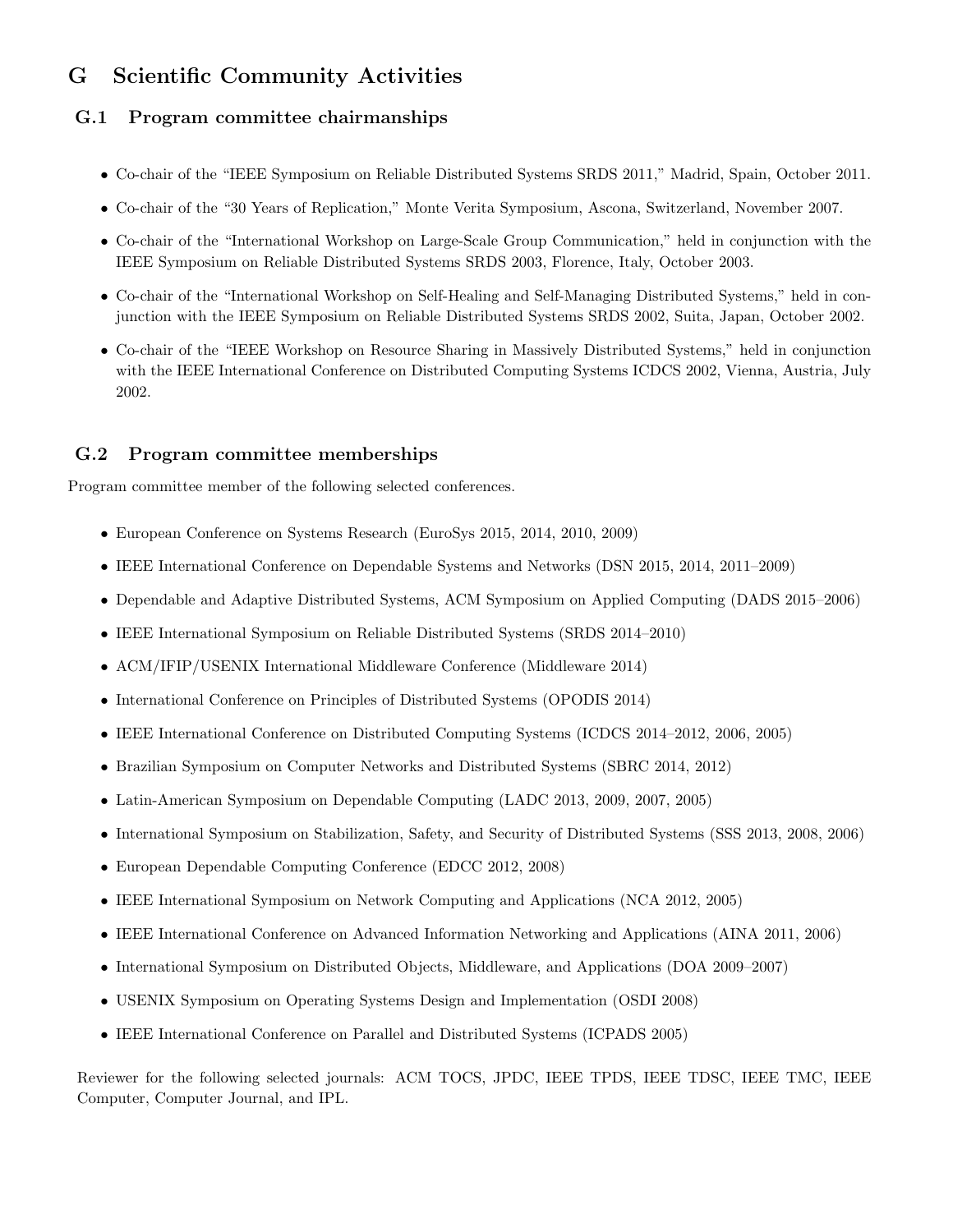# G Scientific Community Activities

## G.1 Program committee chairmanships

- Co-chair of the "IEEE Symposium on Reliable Distributed Systems SRDS 2011," Madrid, Spain, October 2011.
- Co-chair of the "30 Years of Replication," Monte Verita Symposium, Ascona, Switzerland, November 2007.
- Co-chair of the "International Workshop on Large-Scale Group Communication," held in conjunction with the IEEE Symposium on Reliable Distributed Systems SRDS 2003, Florence, Italy, October 2003.
- Co-chair of the "International Workshop on Self-Healing and Self-Managing Distributed Systems," held in conjunction with the IEEE Symposium on Reliable Distributed Systems SRDS 2002, Suita, Japan, October 2002.
- Co-chair of the "IEEE Workshop on Resource Sharing in Massively Distributed Systems," held in conjunction with the IEEE International Conference on Distributed Computing Systems ICDCS 2002, Vienna, Austria, July 2002.

## G.2 Program committee memberships

Program committee member of the following selected conferences.

- European Conference on Systems Research (EuroSys 2015, 2014, 2010, 2009)
- IEEE International Conference on Dependable Systems and Networks (DSN 2015, 2014, 2011–2009)
- Dependable and Adaptive Distributed Systems, ACM Symposium on Applied Computing (DADS 2015–2006)
- IEEE International Symposium on Reliable Distributed Systems (SRDS 2014–2010)
- ACM/IFIP/USENIX International Middleware Conference (Middleware 2014)
- International Conference on Principles of Distributed Systems (OPODIS 2014)
- IEEE International Conference on Distributed Computing Systems (ICDCS 2014–2012, 2006, 2005)
- Brazilian Symposium on Computer Networks and Distributed Systems (SBRC 2014, 2012)
- Latin-American Symposium on Dependable Computing (LADC 2013, 2009, 2007, 2005)
- International Symposium on Stabilization, Safety, and Security of Distributed Systems (SSS 2013, 2008, 2006)
- European Dependable Computing Conference (EDCC 2012, 2008)
- IEEE International Symposium on Network Computing and Applications (NCA 2012, 2005)
- IEEE International Conference on Advanced Information Networking and Applications (AINA 2011, 2006)
- International Symposium on Distributed Objects, Middleware, and Applications (DOA 2009–2007)
- USENIX Symposium on Operating Systems Design and Implementation (OSDI 2008)
- IEEE International Conference on Parallel and Distributed Systems (ICPADS 2005)

Reviewer for the following selected journals: ACM TOCS, JPDC, IEEE TPDS, IEEE TDSC, IEEE TMC, IEEE Computer, Computer Journal, and IPL.